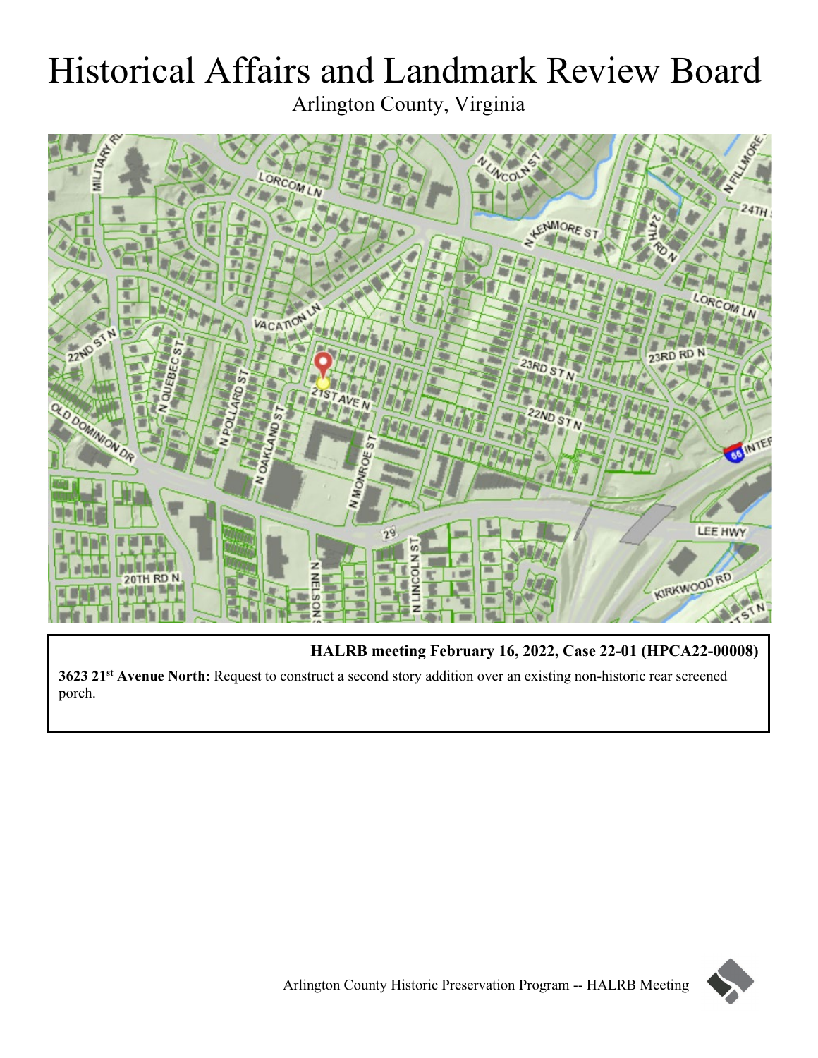# Historical Affairs and Landmark Review Board

Arlington County, Virginia

**HALRB meeting February 16, 2022, Case 22-01 (HPCA22-00008)**

**3623 21st Avenue North:** Request to construct a second story addition over an existing non-historic rear screened porch.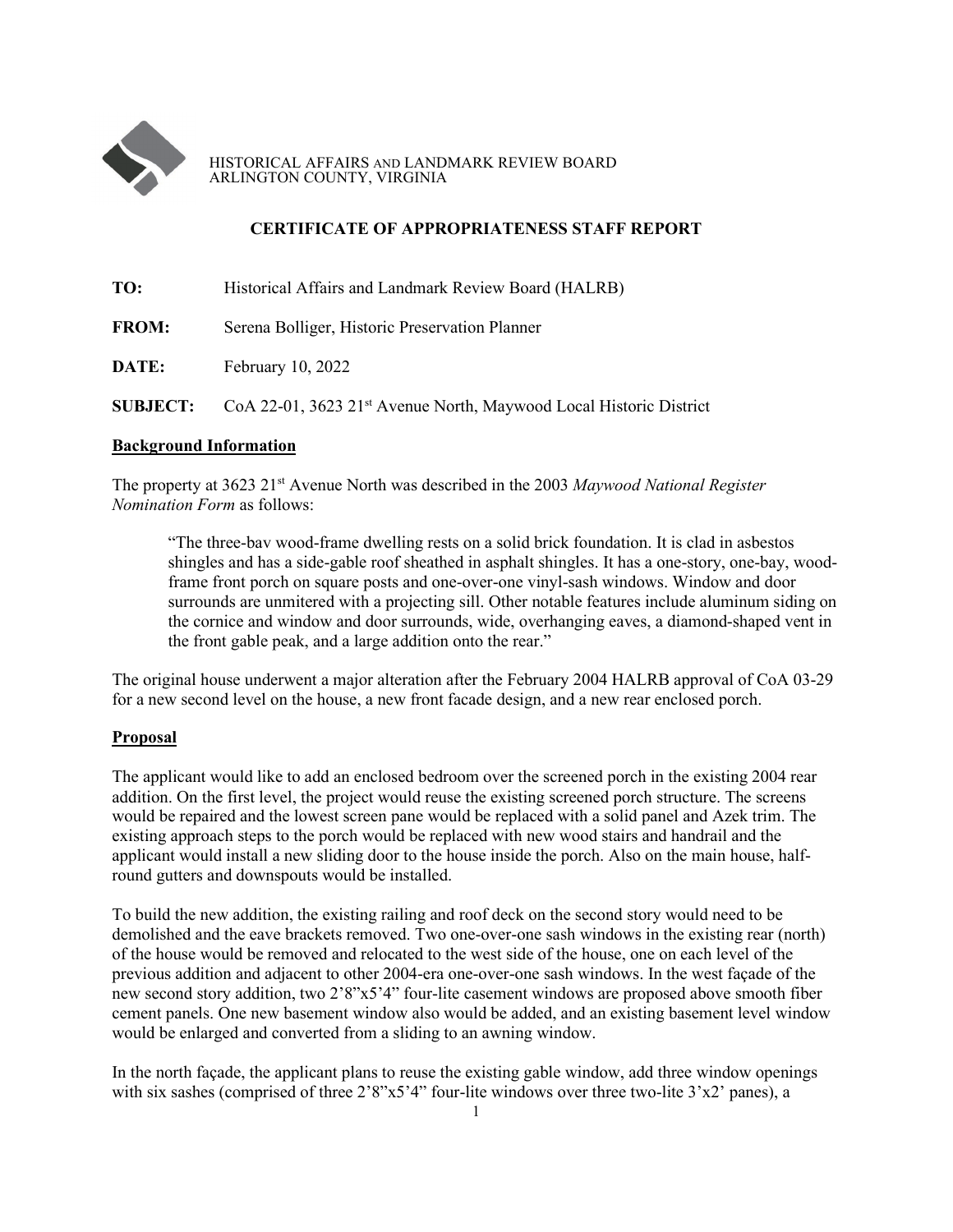HISTORICAL AFFAIRS AND LANDMARK REVIEW BOARD
ARLINGTON COUNTY, VIRGINIA

**CERTIFICATE OF APPROPRIATENESS STAFF REPORT**

**TO:** Historical Affairs and Landmark Review Board (HALRB)

**FROM:** Serena Bolliger, Historic Preservation Planner

**DATE:** February 10, 2022

**SUBJECT:** CoA 22-01, 3623 21st Avenue North, Maywood Local Historic District

## Background Information

The property at 3623 21st Avenue North was described in the 2003 *Maywood National Register Nomination Form* as follows:

> "The three-bav wood-frame dwelling rests on a solid brick foundation. It is clad in asbestos shingles and has a side-gable roof sheathed in asphalt shingles. It has a one-story, one-bay, wood-frame front porch on square posts and one-over-one vinyl-sash windows. Window and door surrounds are unmitered with a projecting sill. Other notable features include aluminum siding on the cornice and window and door surrounds, wide, overhanging eaves, a diamond-shaped vent in the front gable peak, and a large addition onto the rear."

The original house underwent a major alteration after the February 2004 HALRB approval of CoA 03-29 for a new second level on the house, a new front facade design, and a new rear enclosed porch.

## Proposal

The applicant would like to add an enclosed bedroom over the screened porch in the existing 2004 rear addition. On the first level, the project would reuse the existing screened porch structure. The screens would be repaired and the lowest screen pane would be replaced with a solid panel and Azek trim. The existing approach steps to the porch would be replaced with new wood stairs and handrail and the applicant would install a new sliding door to the house inside the porch. Also on the main house, half-round gutters and downspouts would be installed.

To build the new addition, the existing railing and roof deck on the second story would need to be demolished and the eave brackets removed. Two one-over-one sash windows in the existing rear (north) of the house would be removed and relocated to the west side of the house, one on each level of the previous addition and adjacent to other 2004-era one-over-one sash windows. In the west façade of the new second story addition, two 2'8"x5'4" four-lite casement windows are proposed above smooth fiber cement panels. One new basement window also would be added, and an existing basement level window would be enlarged and converted from a sliding to an awning window.

In the north façade, the applicant plans to reuse the existing gable window, add three window openings with six sashes (comprised of three 2'8"x5'4" four-lite windows over three two-lite 3'x2' panes), a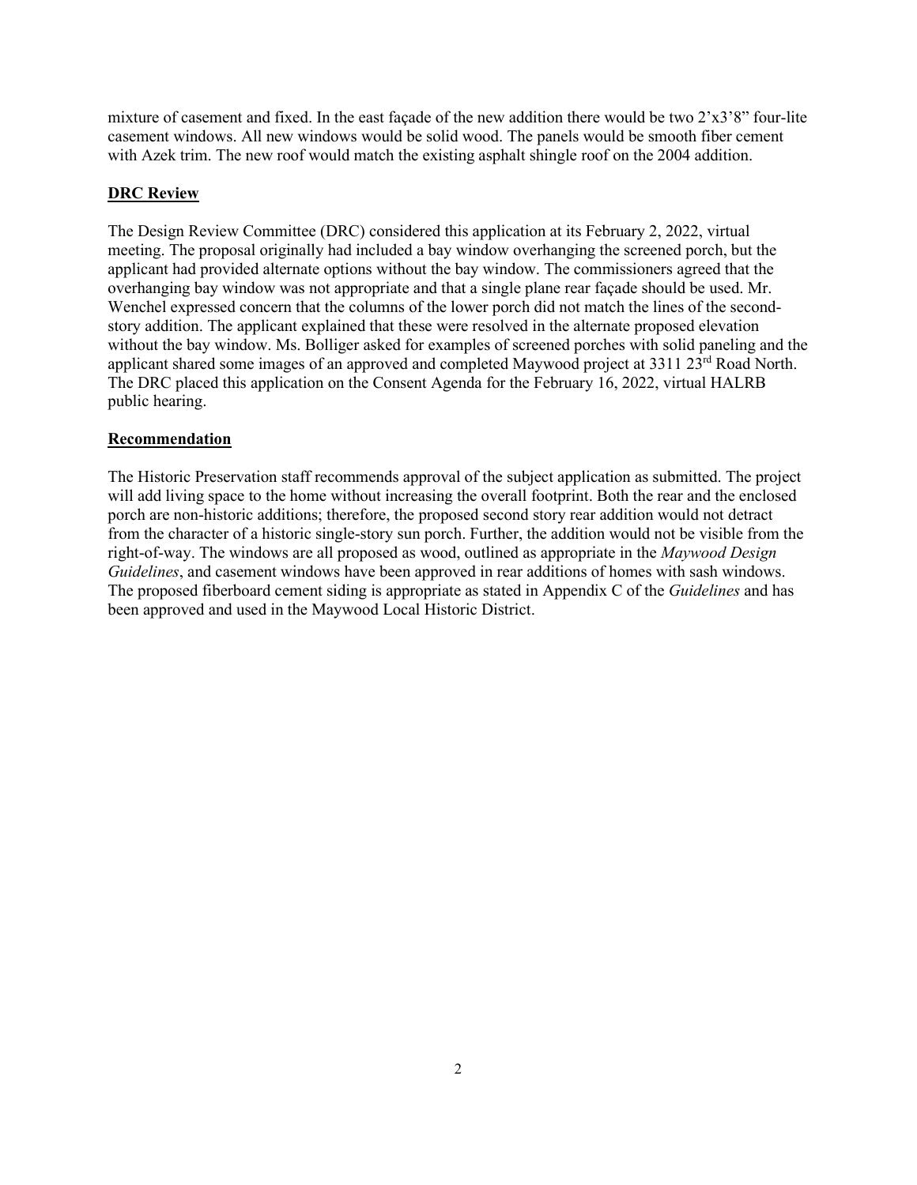mixture of casement and fixed. In the east façade of the new addition there would be two 2'x3'8" four-lite casement windows. All new windows would be solid wood. The panels would be smooth fiber cement with Azek trim. The new roof would match the existing asphalt shingle roof on the 2004 addition.

## DRC Review

The Design Review Committee (DRC) considered this application at its February 2, 2022, virtual meeting. The proposal originally had included a bay window overhanging the screened porch, but the applicant had provided alternate options without the bay window. The commissioners agreed that the overhanging bay window was not appropriate and that a single plane rear façade should be used. Mr. Wenchel expressed concern that the columns of the lower porch did not match the lines of the second-story addition. The applicant explained that these were resolved in the alternate proposed elevation without the bay window. Ms. Bolliger asked for examples of screened porches with solid paneling and the applicant shared some images of an approved and completed Maywood project at 3311 23rd Road North. The DRC placed this application on the Consent Agenda for the February 16, 2022, virtual HALRB public hearing.

## Recommendation

The Historic Preservation staff recommends approval of the subject application as submitted. The project will add living space to the home without increasing the overall footprint. Both the rear and the enclosed porch are non-historic additions; therefore, the proposed second story rear addition would not detract from the character of a historic single-story sun porch. Further, the addition would not be visible from the right-of-way. The windows are all proposed as wood, outlined as appropriate in the *Maywood Design Guidelines*, and casement windows have been approved in rear additions of homes with sash windows. The proposed fiberboard cement siding is appropriate as stated in Appendix C of the *Guidelines* and has been approved and used in the Maywood Local Historic District.